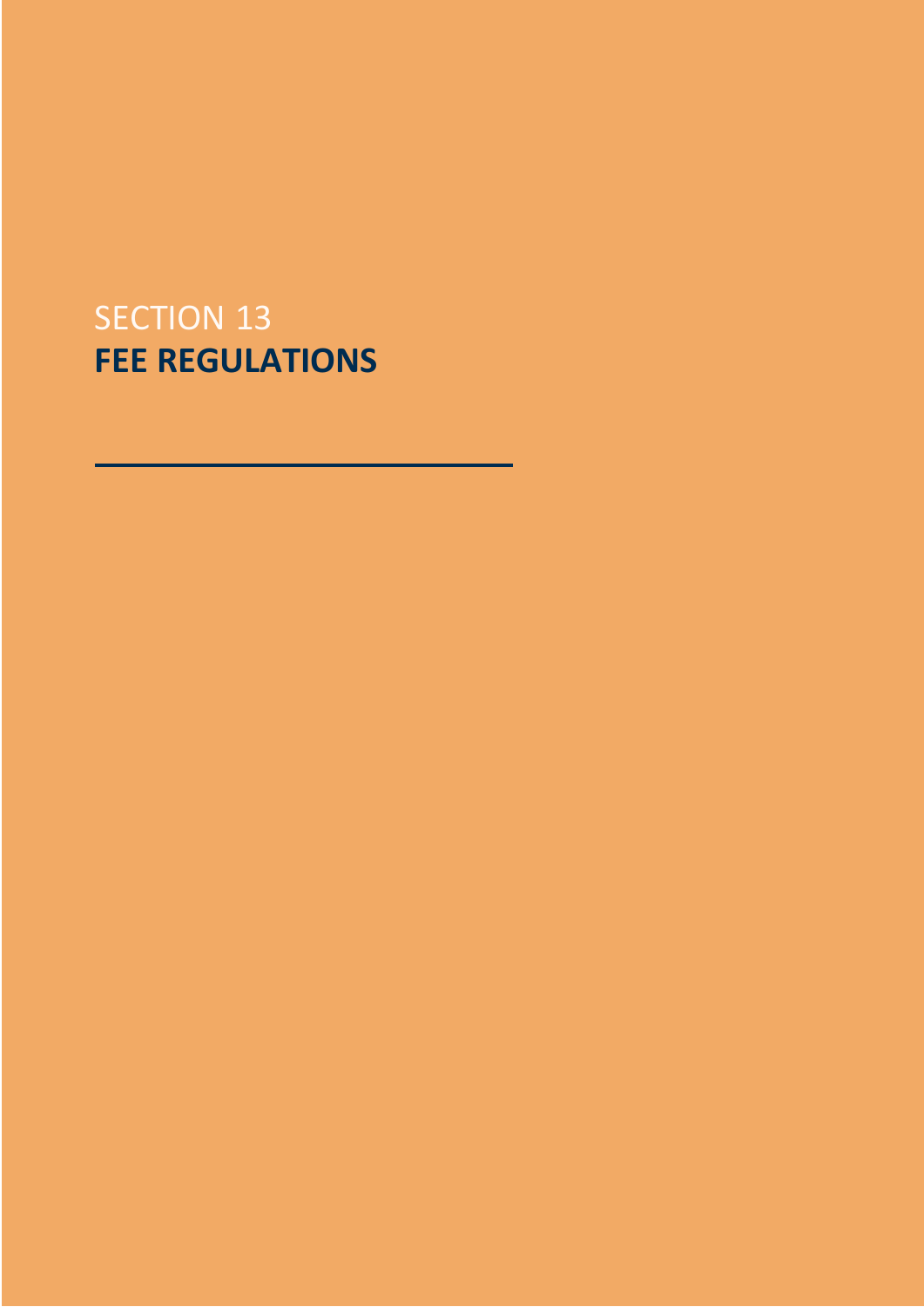SECTION 13

# FEE REGULATIONS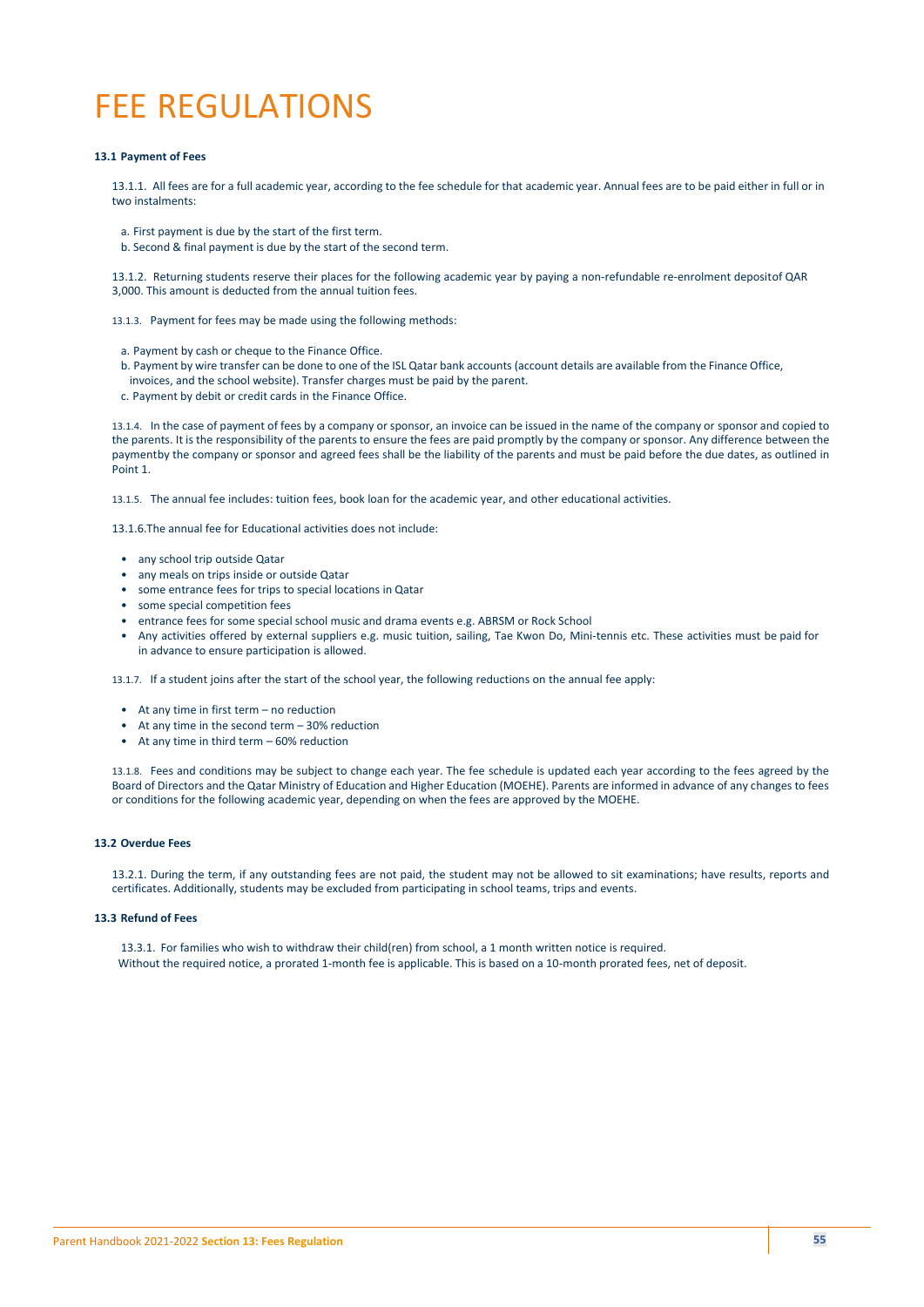# FEE REGULATIONS

**13.1 Payment of Fees**

13.1.1. All fees are for a full academic year, according to the fee schedule for that academic year. Annual fees are to be paid either in full or in two instalments:

a. First payment is due by the start of the first term.
b. Second & final payment is due by the start of the second term.

13.1.2. Returning students reserve their places for the following academic year by paying a non-refundable re-enrolment depositof QAR 3,000. This amount is deducted from the annual tuition fees.

13.1.3. Payment for fees may be made using the following methods:

a. Payment by cash or cheque to the Finance Office.
b. Payment by wire transfer can be done to one of the ISL Qatar bank accounts (account details are available from the Finance Office, invoices, and the school website). Transfer charges must be paid by the parent.
c. Payment by debit or credit cards in the Finance Office.

13.1.4. In the case of payment of fees by a company or sponsor, an invoice can be issued in the name of the company or sponsor and copied to the parents. It is the responsibility of the parents to ensure the fees are paid promptly by the company or sponsor. Any difference between the paymentby the company or sponsor and agreed fees shall be the liability of the parents and must be paid before the due dates, as outlined in Point 1.

13.1.5. The annual fee includes: tuition fees, book loan for the academic year, and other educational activities.

13.1.6.The annual fee for Educational activities does not include:

- any school trip outside Qatar
- any meals on trips inside or outside Qatar
- some entrance fees for trips to special locations in Qatar
- some special competition fees
- entrance fees for some special school music and drama events e.g. ABRSM or Rock School
- Any activities offered by external suppliers e.g. music tuition, sailing, Tae Kwon Do, Mini-tennis etc. These activities must be paid for in advance to ensure participation is allowed.

13.1.7. If a student joins after the start of the school year, the following reductions on the annual fee apply:

- At any time in first term – no reduction
- At any time in the second term – 30% reduction
- At any time in third term – 60% reduction

13.1.8. Fees and conditions may be subject to change each year. The fee schedule is updated each year according to the fees agreed by the Board of Directors and the Qatar Ministry of Education and Higher Education (MOEHE). Parents are informed in advance of any changes to fees or conditions for the following academic year, depending on when the fees are approved by the MOEHE.

**13.2 Overdue Fees**

13.2.1. During the term, if any outstanding fees are not paid, the student may not be allowed to sit examinations; have results, reports and certificates. Additionally, students may be excluded from participating in school teams, trips and events.

**13.3 Refund of Fees**

13.3.1. For families who wish to withdraw their child(ren) from school, a 1 month written notice is required. Without the required notice, a prorated 1-month fee is applicable. This is based on a 10-month prorated fees, net of deposit.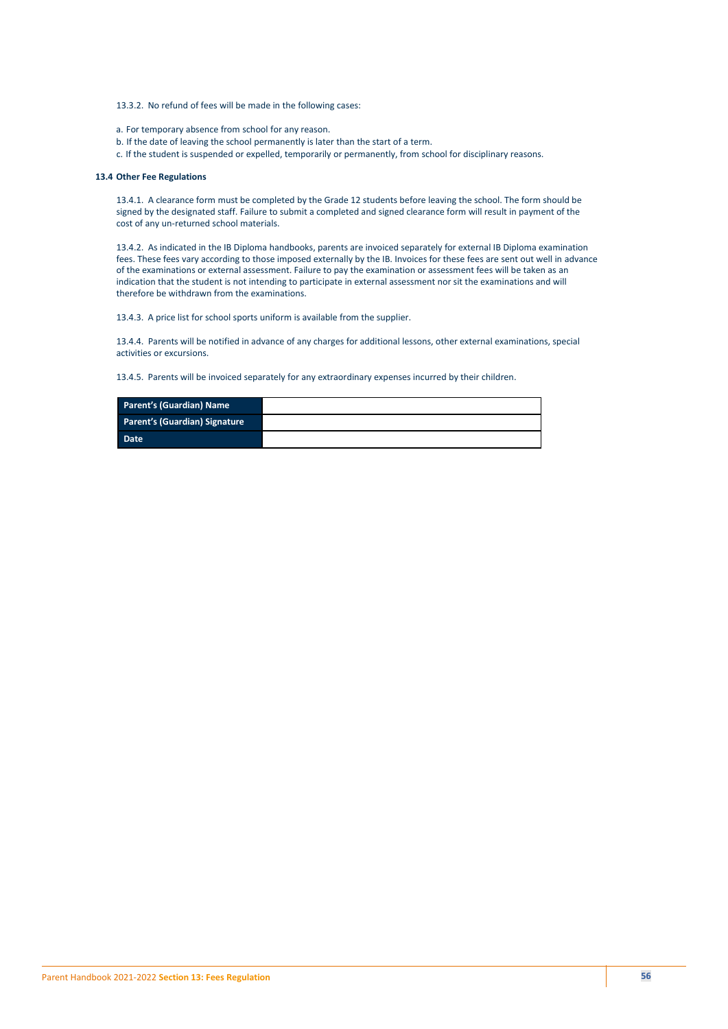13.3.2. No refund of fees will be made in the following cases:

a. For temporary absence from school for any reason.
b. If the date of leaving the school permanently is later than the start of a term.
c. If the student is suspended or expelled, temporarily or permanently, from school for disciplinary reasons.

### 13.4 Other Fee Regulations

13.4.1. A clearance form must be completed by the Grade 12 students before leaving the school. The form should be signed by the designated staff. Failure to submit a completed and signed clearance form will result in payment of the cost of any un-returned school materials.

13.4.2. As indicated in the IB Diploma handbooks, parents are invoiced separately for external IB Diploma examination fees. These fees vary according to those imposed externally by the IB. Invoices for these fees are sent out well in advance of the examinations or external assessment. Failure to pay the examination or assessment fees will be taken as an indication that the student is not intending to participate in external assessment nor sit the examinations and will therefore be withdrawn from the examinations.

13.4.3. A price list for school sports uniform is available from the supplier.

13.4.4. Parents will be notified in advance of any charges for additional lessons, other external examinations, special activities or excursions.

13.4.5. Parents will be invoiced separately for any extraordinary expenses incurred by their children.

| | |
|---|---|
| **Parent's (Guardian) Name** | |
| **Parent's (Guardian) Signature** | |
| **Date** | |